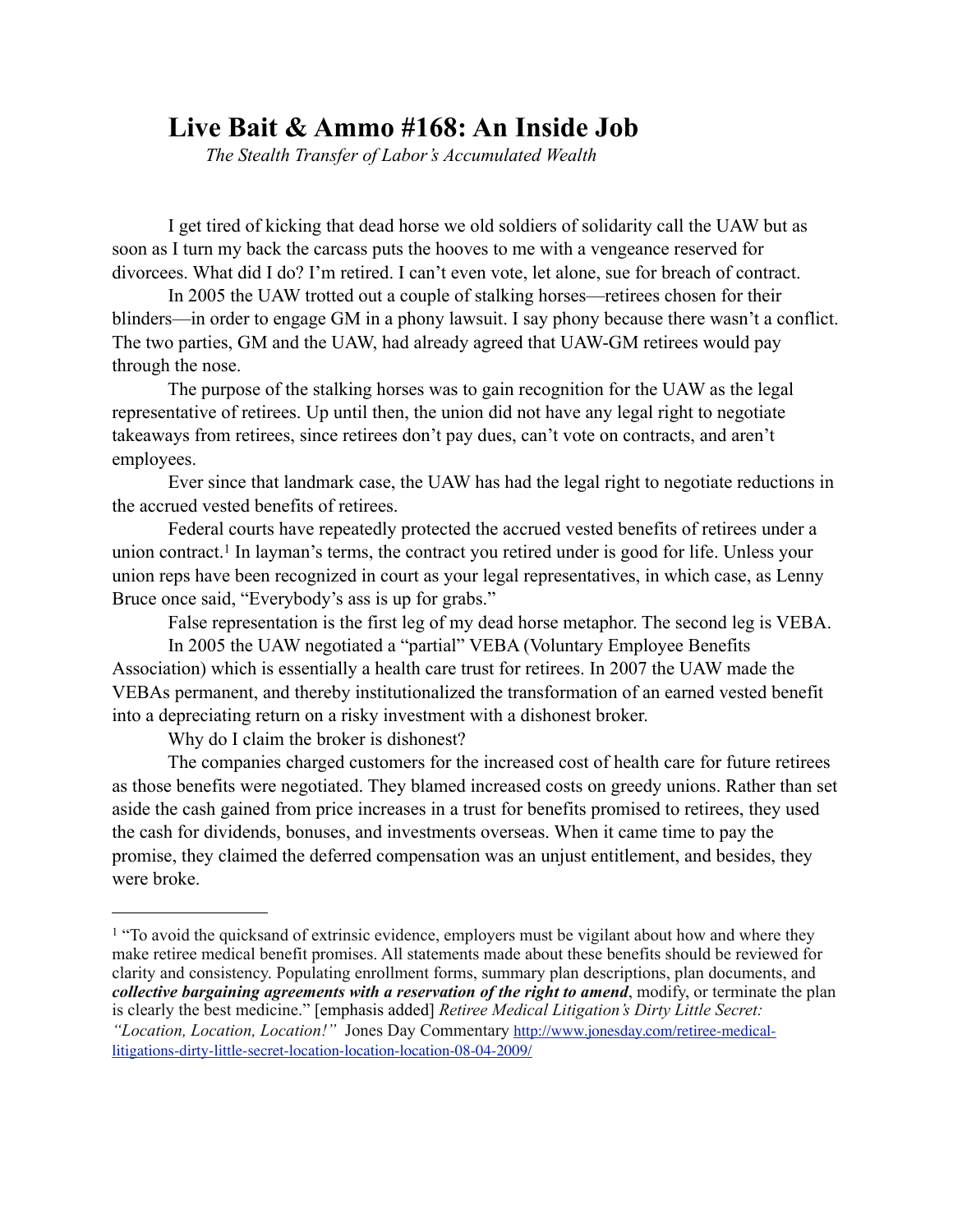# Live Bait & Ammo #168: An Inside Job

*The Stealth Transfer of Labor's Accumulated Wealth*

I get tired of kicking that dead horse we old soldiers of solidarity call the UAW but as soon as I turn my back the carcass puts the hooves to me with a vengeance reserved for divorcees. What did I do? I'm retired. I can't even vote, let alone, sue for breach of contract.

In 2005 the UAW trotted out a couple of stalking horses—retirees chosen for their blinders—in order to engage GM in a phony lawsuit. I say phony because there wasn't a conflict. The two parties, GM and the UAW, had already agreed that UAW-GM retirees would pay through the nose.

The purpose of the stalking horses was to gain recognition for the UAW as the legal representative of retirees. Up until then, the union did not have any legal right to negotiate takeaways from retirees, since retirees don't pay dues, can't vote on contracts, and aren't employees.

Ever since that landmark case, the UAW has had the legal right to negotiate reductions in the accrued vested benefits of retirees.

Federal courts have repeatedly protected the accrued vested benefits of retirees under a union contract.[1] In layman's terms, the contract you retired under is good for life. Unless your union reps have been recognized in court as your legal representatives, in which case, as Lenny Bruce once said, "Everybody's ass is up for grabs."

False representation is the first leg of my dead horse metaphor. The second leg is VEBA.

In 2005 the UAW negotiated a "partial" VEBA (Voluntary Employee Benefits Association) which is essentially a health care trust for retirees. In 2007 the UAW made the VEBAs permanent, and thereby institutionalized the transformation of an earned vested benefit into a depreciating return on a risky investment with a dishonest broker.

Why do I claim the broker is dishonest?

The companies charged customers for the increased cost of health care for future retirees as those benefits were negotiated. They blamed increased costs on greedy unions. Rather than set aside the cash gained from price increases in a trust for benefits promised to retirees, they used the cash for dividends, bonuses, and investments overseas. When it came time to pay the promise, they claimed the deferred compensation was an unjust entitlement, and besides, they were broke.

---

[1] "To avoid the quicksand of extrinsic evidence, employers must be vigilant about how and where they make retiree medical benefit promises. All statements made about these benefits should be reviewed for clarity and consistency. Populating enrollment forms, summary plan descriptions, plan documents, and ***collective bargaining agreements with a reservation of the right to amend***, modify, or terminate the plan is clearly the best medicine." [emphasis added] *Retiree Medical Litigation's Dirty Little Secret: "Location, Location, Location!"* Jones Day Commentary http://www.jonesday.com/retiree-medical-litigations-dirty-little-secret-location-location-location-08-04-2009/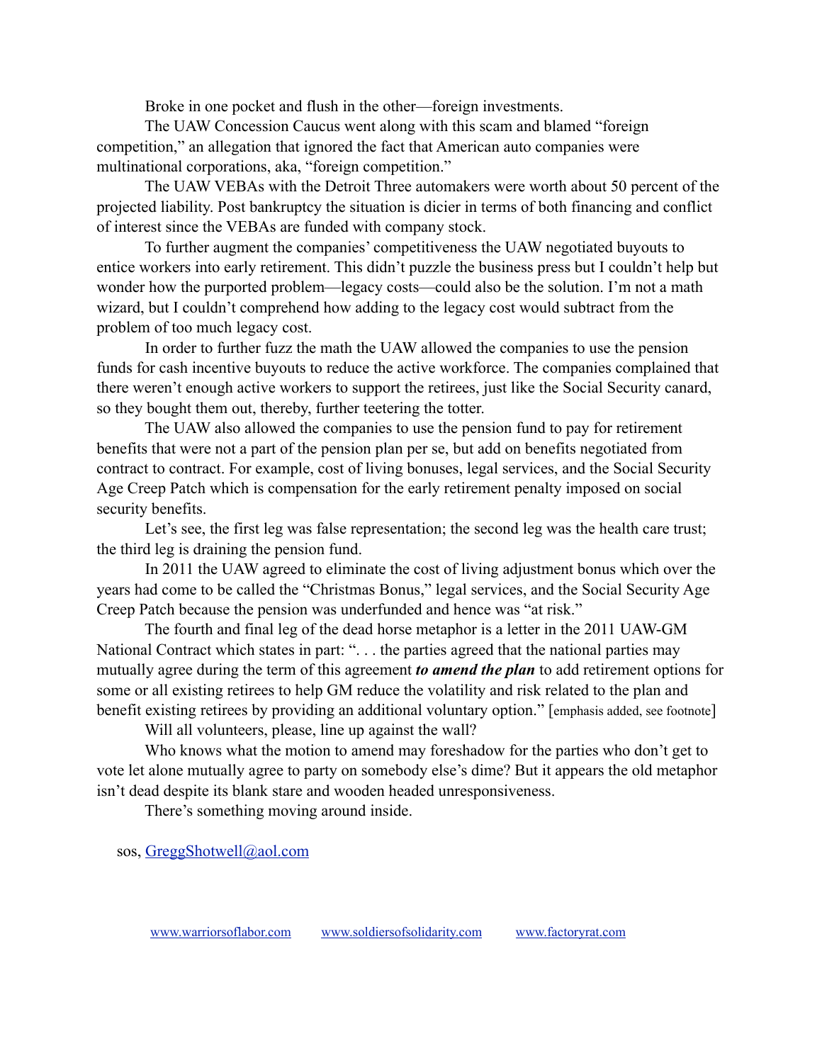Broke in one pocket and flush in the other—foreign investments.

The UAW Concession Caucus went along with this scam and blamed "foreign competition," an allegation that ignored the fact that American auto companies were multinational corporations, aka, "foreign competition."

The UAW VEBAs with the Detroit Three automakers were worth about 50 percent of the projected liability. Post bankruptcy the situation is dicier in terms of both financing and conflict of interest since the VEBAs are funded with company stock.

To further augment the companies' competitiveness the UAW negotiated buyouts to entice workers into early retirement. This didn't puzzle the business press but I couldn't help but wonder how the purported problem—legacy costs—could also be the solution. I'm not a math wizard, but I couldn't comprehend how adding to the legacy cost would subtract from the problem of too much legacy cost.

In order to further fuzz the math the UAW allowed the companies to use the pension funds for cash incentive buyouts to reduce the active workforce. The companies complained that there weren't enough active workers to support the retirees, just like the Social Security canard, so they bought them out, thereby, further teetering the totter.

The UAW also allowed the companies to use the pension fund to pay for retirement benefits that were not a part of the pension plan per se, but add on benefits negotiated from contract to contract. For example, cost of living bonuses, legal services, and the Social Security Age Creep Patch which is compensation for the early retirement penalty imposed on social security benefits.

Let's see, the first leg was false representation; the second leg was the health care trust; the third leg is draining the pension fund.

In 2011 the UAW agreed to eliminate the cost of living adjustment bonus which over the years had come to be called the "Christmas Bonus," legal services, and the Social Security Age Creep Patch because the pension was underfunded and hence was "at risk."

The fourth and final leg of the dead horse metaphor is a letter in the 2011 UAW-GM National Contract which states in part: ". . . the parties agreed that the national parties may mutually agree during the term of this agreement ***to amend the plan*** to add retirement options for some or all existing retirees to help GM reduce the volatility and risk related to the plan and benefit existing retirees by providing an additional voluntary option." [emphasis added, see footnote]

Will all volunteers, please, line up against the wall?

Who knows what the motion to amend may foreshadow for the parties who don't get to vote let alone mutually agree to party on somebody else's dime? But it appears the old metaphor isn't dead despite its blank stare and wooden headed unresponsiveness.

There's something moving around inside.

sos, GreggShotwell@aol.com

www.warriorsoflabor.com www.soldiersofsolidarity.com www.factoryrat.com